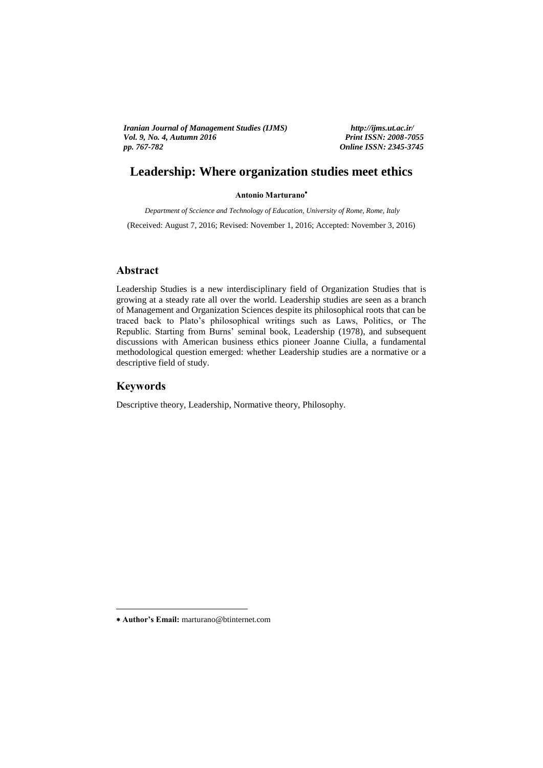# Leadership: Where organization studies meet ethics

**Antonio Marturano***

*Department of Sccience and Technology of Education, University of Rome, Rome, Italy*

(Received: August 7, 2016; Revised: November 1, 2016; Accepted: November 3, 2016)

## Abstract

Leadership Studies is a new interdisciplinary field of Organization Studies that is growing at a steady rate all over the world. Leadership studies are seen as a branch of Management and Organization Sciences despite its philosophical roots that can be traced back to Plato's philosophical writings such as Laws, Politics, or The Republic. Starting from Burns' seminal book, Leadership (1978), and subsequent discussions with American business ethics pioneer Joanne Ciulla, a fundamental methodological question emerged: whether Leadership studies are a normative or a descriptive field of study.

## Keywords

Descriptive theory, Leadership, Normative theory, Philosophy.

---

* **Author's Email:** marturano@btinternet.com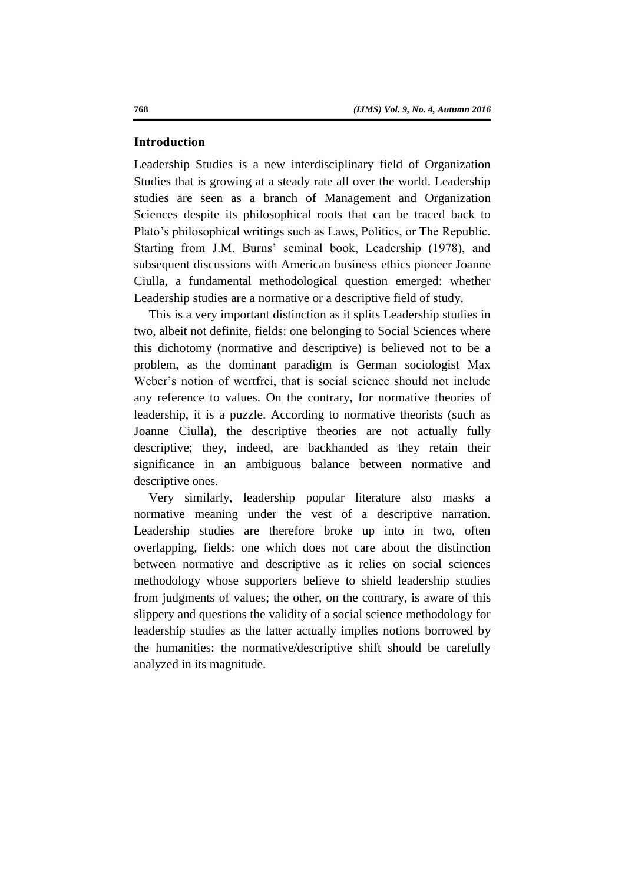## Introduction

Leadership Studies is a new interdisciplinary field of Organization Studies that is growing at a steady rate all over the world. Leadership studies are seen as a branch of Management and Organization Sciences despite its philosophical roots that can be traced back to Plato's philosophical writings such as Laws, Politics, or The Republic. Starting from J.M. Burns' seminal book, Leadership (1978), and subsequent discussions with American business ethics pioneer Joanne Ciulla, a fundamental methodological question emerged: whether Leadership studies are a normative or a descriptive field of study.

This is a very important distinction as it splits Leadership studies in two, albeit not definite, fields: one belonging to Social Sciences where this dichotomy (normative and descriptive) is believed not to be a problem, as the dominant paradigm is German sociologist Max Weber's notion of wertfrei, that is social science should not include any reference to values. On the contrary, for normative theories of leadership, it is a puzzle. According to normative theorists (such as Joanne Ciulla), the descriptive theories are not actually fully descriptive; they, indeed, are backhanded as they retain their significance in an ambiguous balance between normative and descriptive ones.

Very similarly, leadership popular literature also masks a normative meaning under the vest of a descriptive narration. Leadership studies are therefore broke up into in two, often overlapping, fields: one which does not care about the distinction between normative and descriptive as it relies on social sciences methodology whose supporters believe to shield leadership studies from judgments of values; the other, on the contrary, is aware of this slippery and questions the validity of a social science methodology for leadership studies as the latter actually implies notions borrowed by the humanities: the normative/descriptive shift should be carefully analyzed in its magnitude.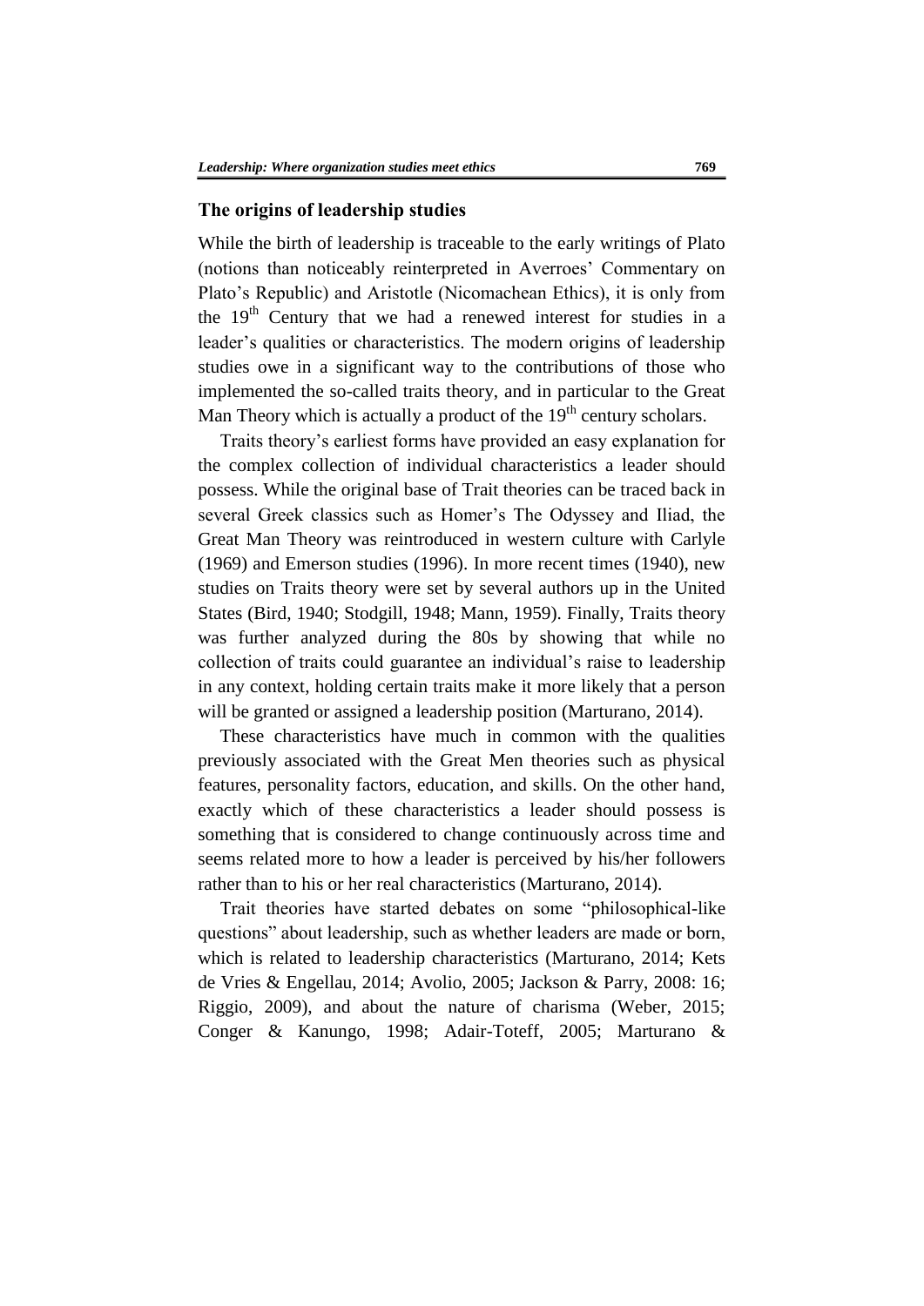## The origins of leadership studies

While the birth of leadership is traceable to the early writings of Plato (notions than noticeably reinterpreted in Averroes' Commentary on Plato's Republic) and Aristotle (Nicomachean Ethics), it is only from the 19th Century that we had a renewed interest for studies in a leader's qualities or characteristics. The modern origins of leadership studies owe in a significant way to the contributions of those who implemented the so-called traits theory, and in particular to the Great Man Theory which is actually a product of the 19th century scholars.

Traits theory's earliest forms have provided an easy explanation for the complex collection of individual characteristics a leader should possess. While the original base of Trait theories can be traced back in several Greek classics such as Homer's The Odyssey and Iliad, the Great Man Theory was reintroduced in western culture with Carlyle (1969) and Emerson studies (1996). In more recent times (1940), new studies on Traits theory were set by several authors up in the United States (Bird, 1940; Stodgill, 1948; Mann, 1959). Finally, Traits theory was further analyzed during the 80s by showing that while no collection of traits could guarantee an individual's raise to leadership in any context, holding certain traits make it more likely that a person will be granted or assigned a leadership position (Marturano, 2014).

These characteristics have much in common with the qualities previously associated with the Great Men theories such as physical features, personality factors, education, and skills. On the other hand, exactly which of these characteristics a leader should possess is something that is considered to change continuously across time and seems related more to how a leader is perceived by his/her followers rather than to his or her real characteristics (Marturano, 2014).

Trait theories have started debates on some "philosophical-like questions" about leadership, such as whether leaders are made or born, which is related to leadership characteristics (Marturano, 2014; Kets de Vries & Engellau, 2014; Avolio, 2005; Jackson & Parry, 2008: 16; Riggio, 2009), and about the nature of charisma (Weber, 2015; Conger & Kanungo, 1998; Adair-Toteff, 2005; Marturano &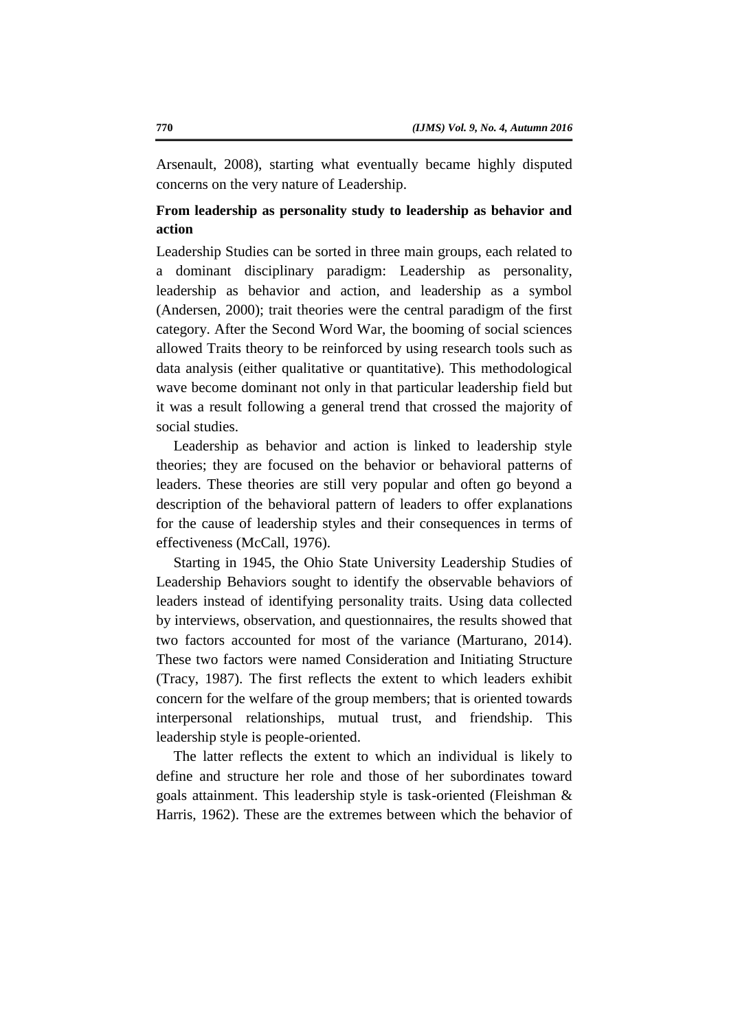Arsenault, 2008), starting what eventually became highly disputed concerns on the very nature of Leadership.

**From leadership as personality study to leadership as behavior and action**

Leadership Studies can be sorted in three main groups, each related to a dominant disciplinary paradigm: Leadership as personality, leadership as behavior and action, and leadership as a symbol (Andersen, 2000); trait theories were the central paradigm of the first category. After the Second Word War, the booming of social sciences allowed Traits theory to be reinforced by using research tools such as data analysis (either qualitative or quantitative). This methodological wave become dominant not only in that particular leadership field but it was a result following a general trend that crossed the majority of social studies.

Leadership as behavior and action is linked to leadership style theories; they are focused on the behavior or behavioral patterns of leaders. These theories are still very popular and often go beyond a description of the behavioral pattern of leaders to offer explanations for the cause of leadership styles and their consequences in terms of effectiveness (McCall, 1976).

Starting in 1945, the Ohio State University Leadership Studies of Leadership Behaviors sought to identify the observable behaviors of leaders instead of identifying personality traits. Using data collected by interviews, observation, and questionnaires, the results showed that two factors accounted for most of the variance (Marturano, 2014). These two factors were named Consideration and Initiating Structure (Tracy, 1987). The first reflects the extent to which leaders exhibit concern for the welfare of the group members; that is oriented towards interpersonal relationships, mutual trust, and friendship. This leadership style is people-oriented.

The latter reflects the extent to which an individual is likely to define and structure her role and those of her subordinates toward goals attainment. This leadership style is task-oriented (Fleishman & Harris, 1962). These are the extremes between which the behavior of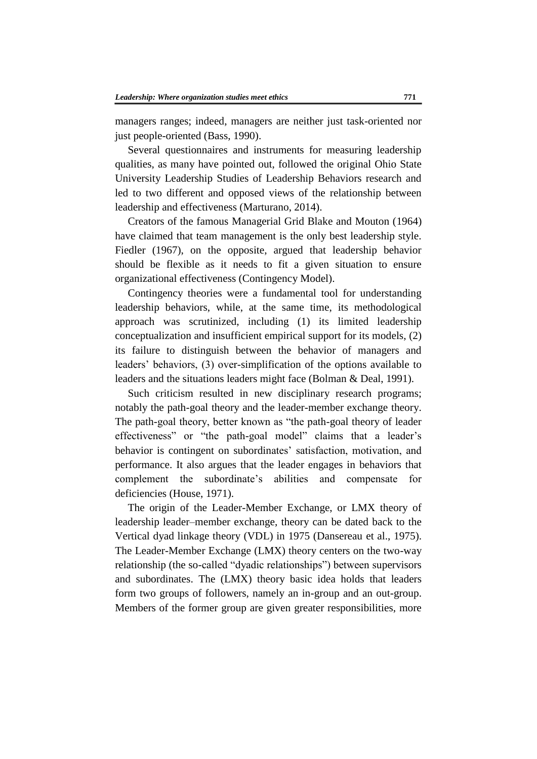managers ranges; indeed, managers are neither just task-oriented nor just people-oriented (Bass, 1990).

Several questionnaires and instruments for measuring leadership qualities, as many have pointed out, followed the original Ohio State University Leadership Studies of Leadership Behaviors research and led to two different and opposed views of the relationship between leadership and effectiveness (Marturano, 2014).

Creators of the famous Managerial Grid Blake and Mouton (1964) have claimed that team management is the only best leadership style. Fiedler (1967), on the opposite, argued that leadership behavior should be flexible as it needs to fit a given situation to ensure organizational effectiveness (Contingency Model).

Contingency theories were a fundamental tool for understanding leadership behaviors, while, at the same time, its methodological approach was scrutinized, including (1) its limited leadership conceptualization and insufficient empirical support for its models, (2) its failure to distinguish between the behavior of managers and leaders' behaviors, (3) over-simplification of the options available to leaders and the situations leaders might face (Bolman & Deal, 1991).

Such criticism resulted in new disciplinary research programs; notably the path-goal theory and the leader-member exchange theory. The path-goal theory, better known as "the path-goal theory of leader effectiveness" or "the path-goal model" claims that a leader's behavior is contingent on subordinates' satisfaction, motivation, and performance. It also argues that the leader engages in behaviors that complement the subordinate's abilities and compensate for deficiencies (House, 1971).

The origin of the Leader-Member Exchange, or LMX theory of leadership leader–member exchange, theory can be dated back to the Vertical dyad linkage theory (VDL) in 1975 (Dansereau et al., 1975). The Leader-Member Exchange (LMX) theory centers on the two-way relationship (the so-called "dyadic relationships") between supervisors and subordinates. The (LMX) theory basic idea holds that leaders form two groups of followers, namely an in-group and an out-group. Members of the former group are given greater responsibilities, more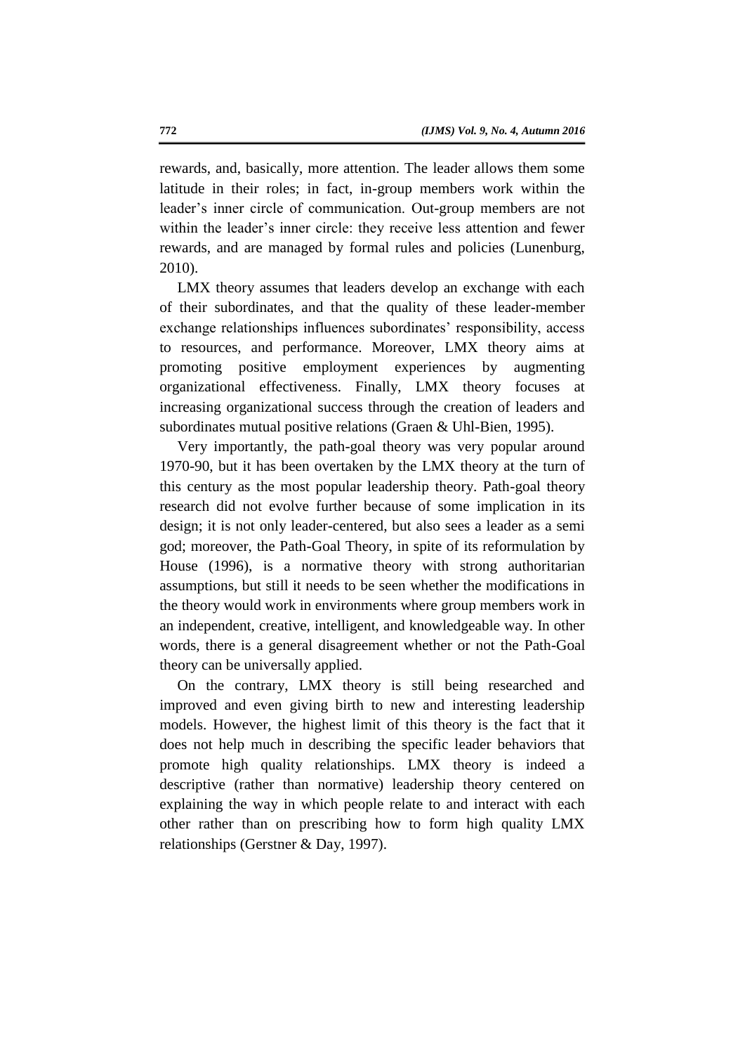rewards, and, basically, more attention. The leader allows them some latitude in their roles; in fact, in-group members work within the leader's inner circle of communication. Out-group members are not within the leader's inner circle: they receive less attention and fewer rewards, and are managed by formal rules and policies (Lunenburg, 2010).

LMX theory assumes that leaders develop an exchange with each of their subordinates, and that the quality of these leader-member exchange relationships influences subordinates' responsibility, access to resources, and performance. Moreover, LMX theory aims at promoting positive employment experiences by augmenting organizational effectiveness. Finally, LMX theory focuses at increasing organizational success through the creation of leaders and subordinates mutual positive relations (Graen & Uhl-Bien, 1995).

Very importantly, the path-goal theory was very popular around 1970-90, but it has been overtaken by the LMX theory at the turn of this century as the most popular leadership theory. Path-goal theory research did not evolve further because of some implication in its design; it is not only leader-centered, but also sees a leader as a semi god; moreover, the Path-Goal Theory, in spite of its reformulation by House (1996), is a normative theory with strong authoritarian assumptions, but still it needs to be seen whether the modifications in the theory would work in environments where group members work in an independent, creative, intelligent, and knowledgeable way. In other words, there is a general disagreement whether or not the Path-Goal theory can be universally applied.

On the contrary, LMX theory is still being researched and improved and even giving birth to new and interesting leadership models. However, the highest limit of this theory is the fact that it does not help much in describing the specific leader behaviors that promote high quality relationships. LMX theory is indeed a descriptive (rather than normative) leadership theory centered on explaining the way in which people relate to and interact with each other rather than on prescribing how to form high quality LMX relationships (Gerstner & Day, 1997).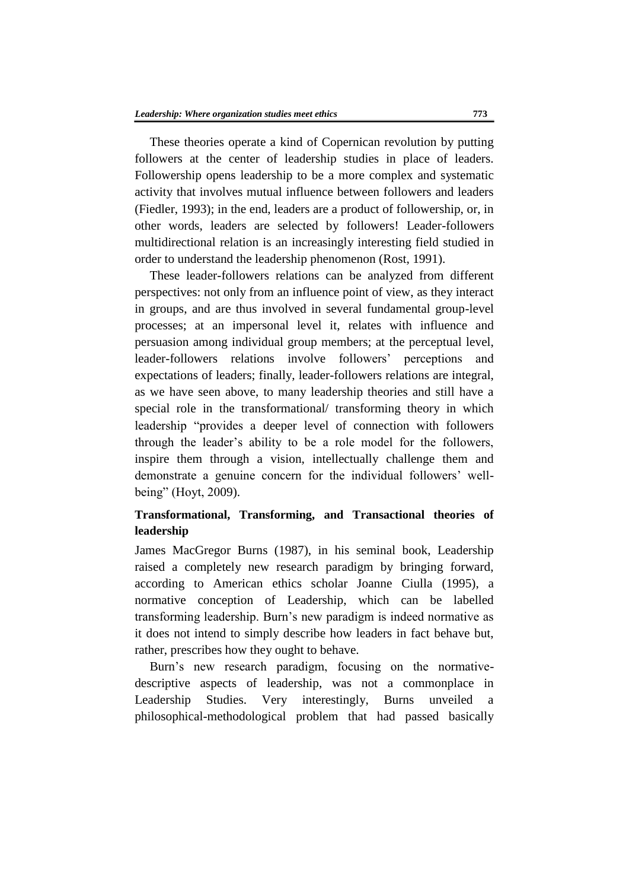These theories operate a kind of Copernican revolution by putting followers at the center of leadership studies in place of leaders. Followership opens leadership to be a more complex and systematic activity that involves mutual influence between followers and leaders (Fiedler, 1993); in the end, leaders are a product of followership, or, in other words, leaders are selected by followers! Leader-followers multidirectional relation is an increasingly interesting field studied in order to understand the leadership phenomenon (Rost, 1991).

These leader-followers relations can be analyzed from different perspectives: not only from an influence point of view, as they interact in groups, and are thus involved in several fundamental group-level processes; at an impersonal level it, relates with influence and persuasion among individual group members; at the perceptual level, leader-followers relations involve followers' perceptions and expectations of leaders; finally, leader-followers relations are integral, as we have seen above, to many leadership theories and still have a special role in the transformational/ transforming theory in which leadership "provides a deeper level of connection with followers through the leader's ability to be a role model for the followers, inspire them through a vision, intellectually challenge them and demonstrate a genuine concern for the individual followers' well-being" (Hoyt, 2009).

## Transformational, Transforming, and Transactional theories of leadership

James MacGregor Burns (1987), in his seminal book, Leadership raised a completely new research paradigm by bringing forward, according to American ethics scholar Joanne Ciulla (1995), a normative conception of Leadership, which can be labelled transforming leadership. Burn's new paradigm is indeed normative as it does not intend to simply describe how leaders in fact behave but, rather, prescribes how they ought to behave.

Burn's new research paradigm, focusing on the normative-descriptive aspects of leadership, was not a commonplace in Leadership Studies. Very interestingly, Burns unveiled a philosophical-methodological problem that had passed basically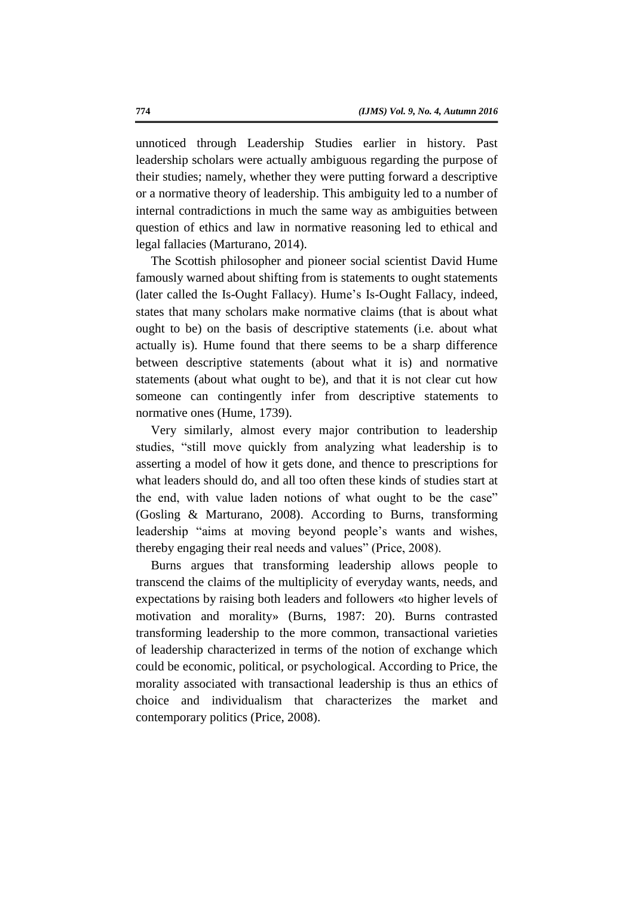unnoticed through Leadership Studies earlier in history. Past leadership scholars were actually ambiguous regarding the purpose of their studies; namely, whether they were putting forward a descriptive or a normative theory of leadership. This ambiguity led to a number of internal contradictions in much the same way as ambiguities between question of ethics and law in normative reasoning led to ethical and legal fallacies (Marturano, 2014).

The Scottish philosopher and pioneer social scientist David Hume famously warned about shifting from is statements to ought statements (later called the Is-Ought Fallacy). Hume's Is-Ought Fallacy, indeed, states that many scholars make normative claims (that is about what ought to be) on the basis of descriptive statements (i.e. about what actually is). Hume found that there seems to be a sharp difference between descriptive statements (about what it is) and normative statements (about what ought to be), and that it is not clear cut how someone can contingently infer from descriptive statements to normative ones (Hume, 1739).

Very similarly, almost every major contribution to leadership studies, "still move quickly from analyzing what leadership is to asserting a model of how it gets done, and thence to prescriptions for what leaders should do, and all too often these kinds of studies start at the end, with value laden notions of what ought to be the case" (Gosling & Marturano, 2008). According to Burns, transforming leadership "aims at moving beyond people's wants and wishes, thereby engaging their real needs and values" (Price, 2008).

Burns argues that transforming leadership allows people to transcend the claims of the multiplicity of everyday wants, needs, and expectations by raising both leaders and followers «to higher levels of motivation and morality» (Burns, 1987: 20). Burns contrasted transforming leadership to the more common, transactional varieties of leadership characterized in terms of the notion of exchange which could be economic, political, or psychological. According to Price, the morality associated with transactional leadership is thus an ethics of choice and individualism that characterizes the market and contemporary politics (Price, 2008).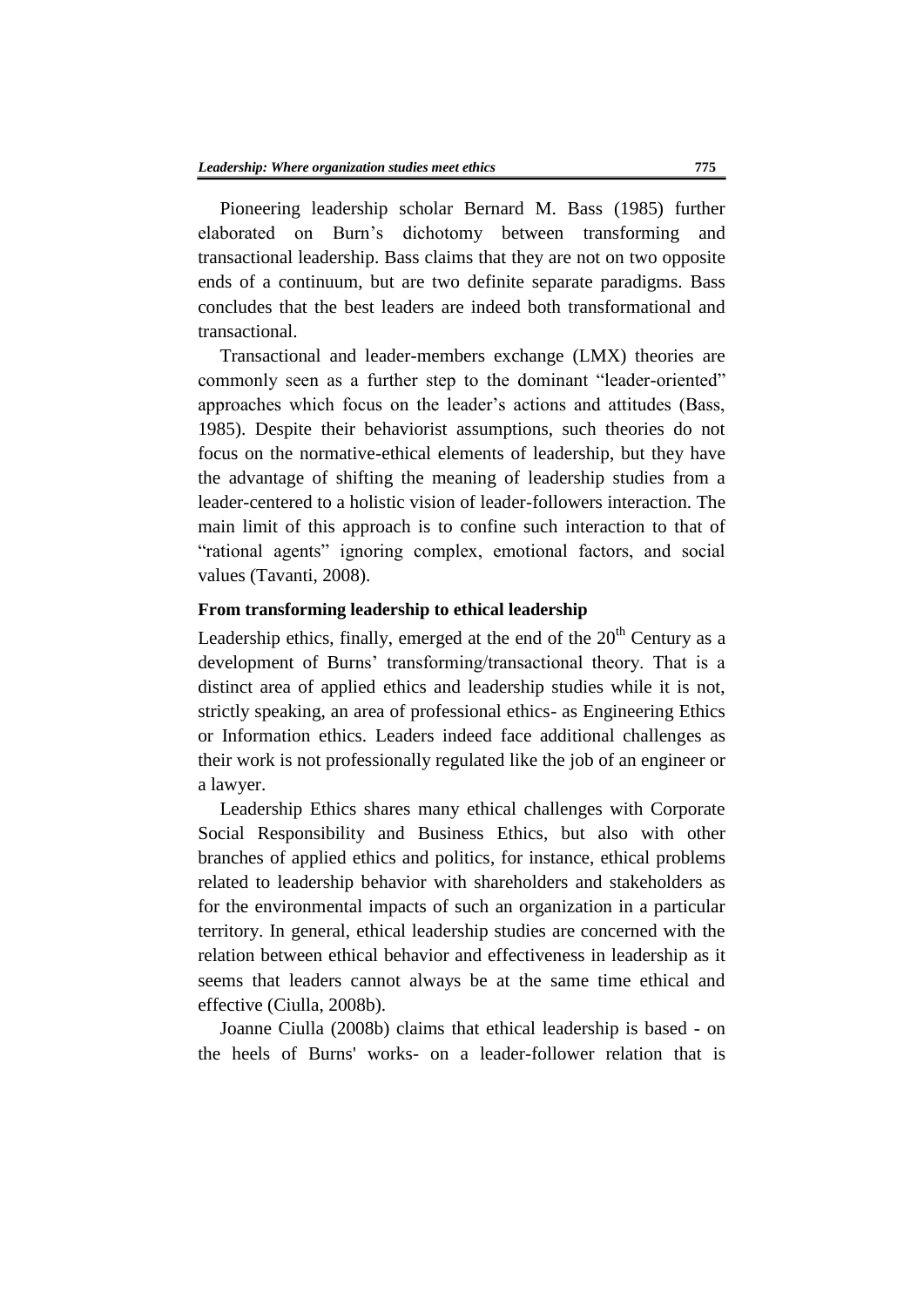Pioneering leadership scholar Bernard M. Bass (1985) further elaborated on Burn's dichotomy between transforming and transactional leadership. Bass claims that they are not on two opposite ends of a continuum, but are two definite separate paradigms. Bass concludes that the best leaders are indeed both transformational and transactional.

Transactional and leader-members exchange (LMX) theories are commonly seen as a further step to the dominant "leader-oriented" approaches which focus on the leader's actions and attitudes (Bass, 1985). Despite their behaviorist assumptions, such theories do not focus on the normative-ethical elements of leadership, but they have the advantage of shifting the meaning of leadership studies from a leader-centered to a holistic vision of leader-followers interaction. The main limit of this approach is to confine such interaction to that of "rational agents" ignoring complex, emotional factors, and social values (Tavanti, 2008).

### From transforming leadership to ethical leadership

Leadership ethics, finally, emerged at the end of the 20th Century as a development of Burns' transforming/transactional theory. That is a distinct area of applied ethics and leadership studies while it is not, strictly speaking, an area of professional ethics- as Engineering Ethics or Information ethics. Leaders indeed face additional challenges as their work is not professionally regulated like the job of an engineer or a lawyer.

Leadership Ethics shares many ethical challenges with Corporate Social Responsibility and Business Ethics, but also with other branches of applied ethics and politics, for instance, ethical problems related to leadership behavior with shareholders and stakeholders as for the environmental impacts of such an organization in a particular territory. In general, ethical leadership studies are concerned with the relation between ethical behavior and effectiveness in leadership as it seems that leaders cannot always be at the same time ethical and effective (Ciulla, 2008b).

Joanne Ciulla (2008b) claims that ethical leadership is based - on the heels of Burns' works- on a leader-follower relation that is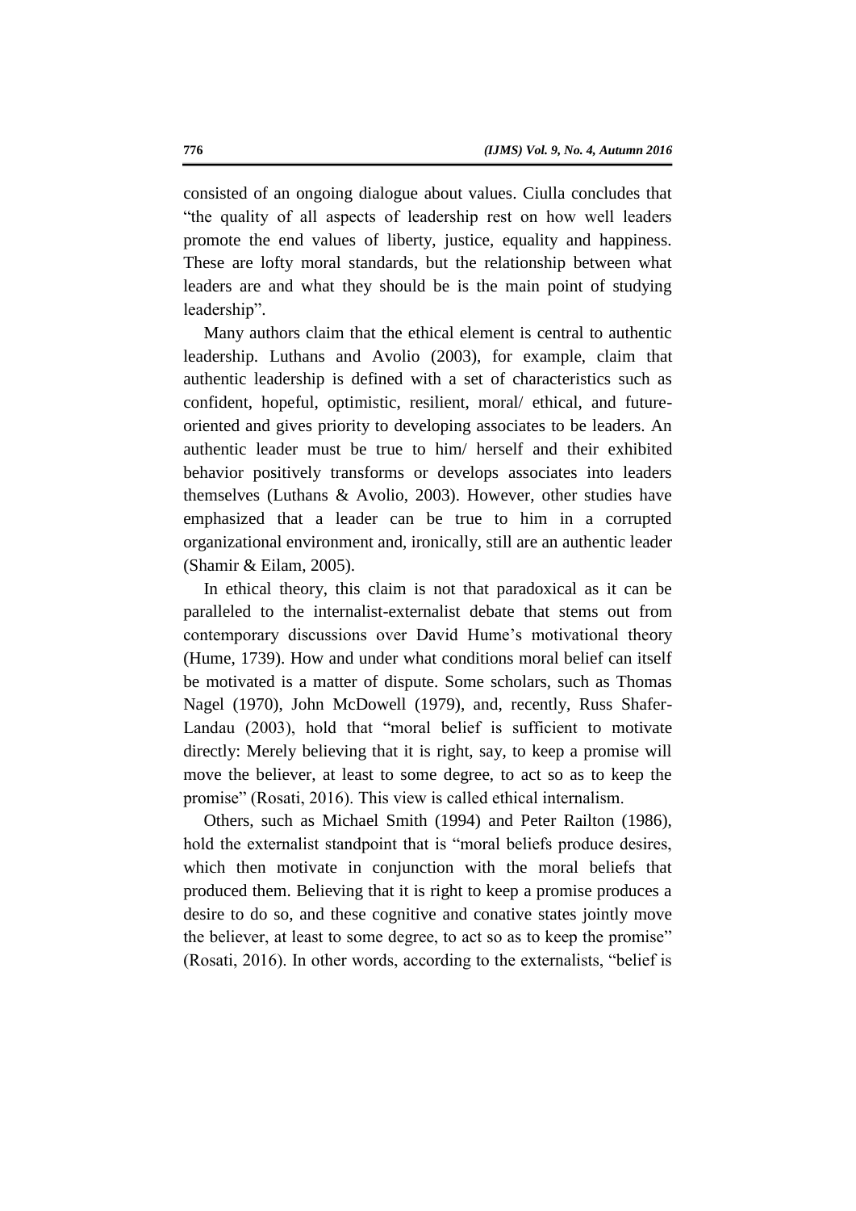consisted of an ongoing dialogue about values. Ciulla concludes that "the quality of all aspects of leadership rest on how well leaders promote the end values of liberty, justice, equality and happiness. These are lofty moral standards, but the relationship between what leaders are and what they should be is the main point of studying leadership".

Many authors claim that the ethical element is central to authentic leadership. Luthans and Avolio (2003), for example, claim that authentic leadership is defined with a set of characteristics such as confident, hopeful, optimistic, resilient, moral/ ethical, and future-oriented and gives priority to developing associates to be leaders. An authentic leader must be true to him/ herself and their exhibited behavior positively transforms or develops associates into leaders themselves (Luthans & Avolio, 2003). However, other studies have emphasized that a leader can be true to him in a corrupted organizational environment and, ironically, still are an authentic leader (Shamir & Eilam, 2005).

In ethical theory, this claim is not that paradoxical as it can be paralleled to the internalist-externalist debate that stems out from contemporary discussions over David Hume's motivational theory (Hume, 1739). How and under what conditions moral belief can itself be motivated is a matter of dispute. Some scholars, such as Thomas Nagel (1970), John McDowell (1979), and, recently, Russ Shafer-Landau (2003), hold that "moral belief is sufficient to motivate directly: Merely believing that it is right, say, to keep a promise will move the believer, at least to some degree, to act so as to keep the promise" (Rosati, 2016). This view is called ethical internalism.

Others, such as Michael Smith (1994) and Peter Railton (1986), hold the externalist standpoint that is "moral beliefs produce desires, which then motivate in conjunction with the moral beliefs that produced them. Believing that it is right to keep a promise produces a desire to do so, and these cognitive and conative states jointly move the believer, at least to some degree, to act so as to keep the promise" (Rosati, 2016). In other words, according to the externalists, "belief is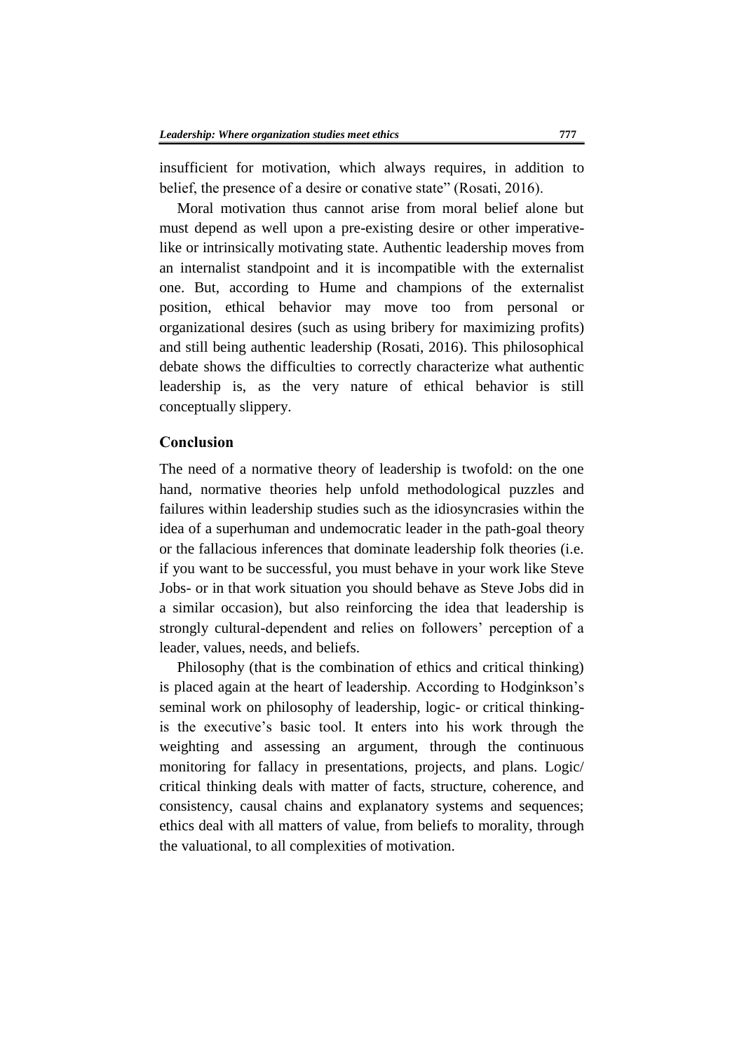insufficient for motivation, which always requires, in addition to belief, the presence of a desire or conative state" (Rosati, 2016).

Moral motivation thus cannot arise from moral belief alone but must depend as well upon a pre-existing desire or other imperative-like or intrinsically motivating state. Authentic leadership moves from an internalist standpoint and it is incompatible with the externalist one. But, according to Hume and champions of the externalist position, ethical behavior may move too from personal or organizational desires (such as using bribery for maximizing profits) and still being authentic leadership (Rosati, 2016). This philosophical debate shows the difficulties to correctly characterize what authentic leadership is, as the very nature of ethical behavior is still conceptually slippery.

## Conclusion

The need of a normative theory of leadership is twofold: on the one hand, normative theories help unfold methodological puzzles and failures within leadership studies such as the idiosyncrasies within the idea of a superhuman and undemocratic leader in the path-goal theory or the fallacious inferences that dominate leadership folk theories (i.e. if you want to be successful, you must behave in your work like Steve Jobs- or in that work situation you should behave as Steve Jobs did in a similar occasion), but also reinforcing the idea that leadership is strongly cultural-dependent and relies on followers' perception of a leader, values, needs, and beliefs.

Philosophy (that is the combination of ethics and critical thinking) is placed again at the heart of leadership. According to Hodginkson's seminal work on philosophy of leadership, logic- or critical thinking- is the executive's basic tool. It enters into his work through the weighting and assessing an argument, through the continuous monitoring for fallacy in presentations, projects, and plans. Logic/ critical thinking deals with matter of facts, structure, coherence, and consistency, causal chains and explanatory systems and sequences; ethics deal with all matters of value, from beliefs to morality, through the valuational, to all complexities of motivation.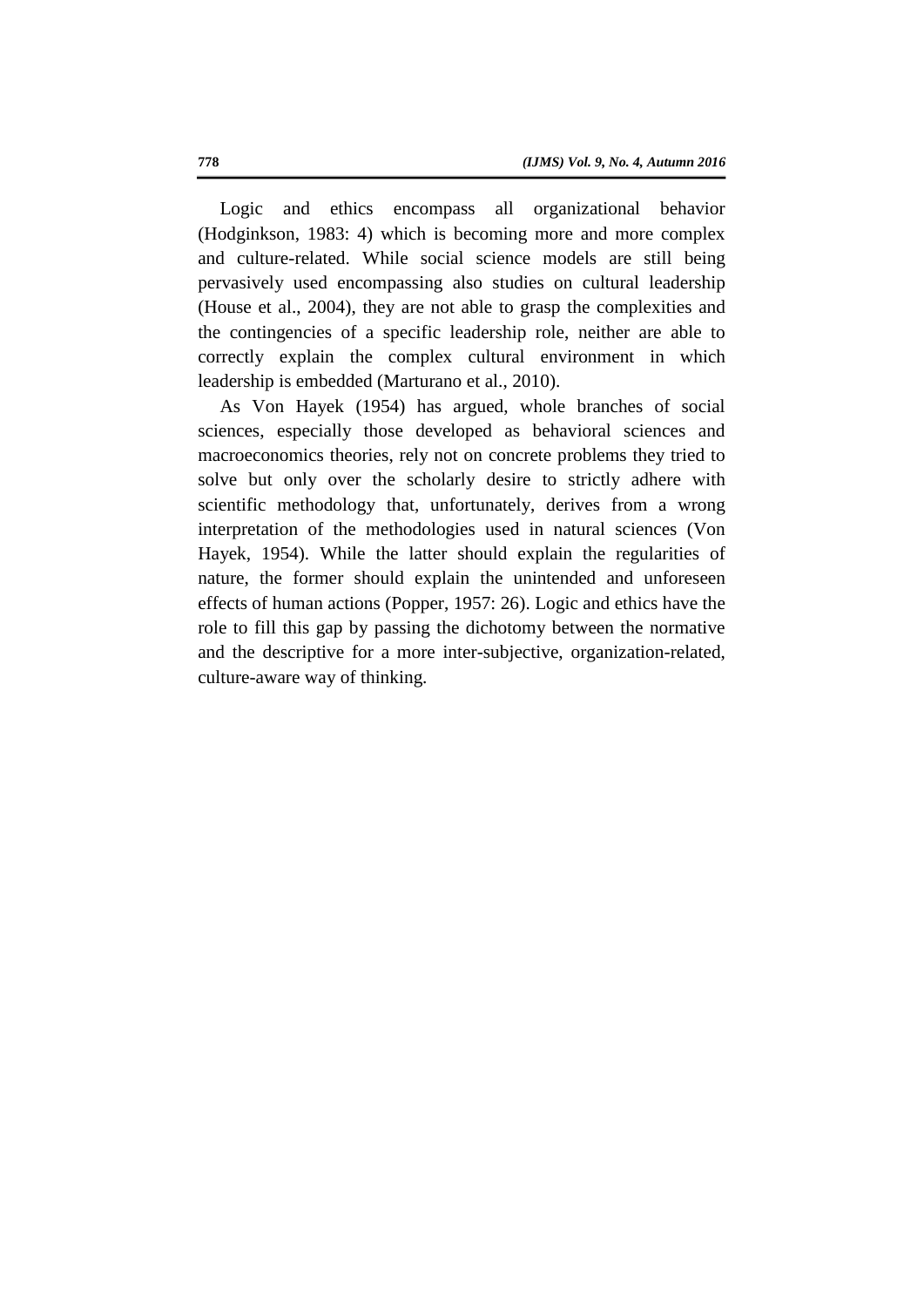Logic and ethics encompass all organizational behavior (Hodginkson, 1983: 4) which is becoming more and more complex and culture-related. While social science models are still being pervasively used encompassing also studies on cultural leadership (House et al., 2004), they are not able to grasp the complexities and the contingencies of a specific leadership role, neither are able to correctly explain the complex cultural environment in which leadership is embedded (Marturano et al., 2010).

As Von Hayek (1954) has argued, whole branches of social sciences, especially those developed as behavioral sciences and macroeconomics theories, rely not on concrete problems they tried to solve but only over the scholarly desire to strictly adhere with scientific methodology that, unfortunately, derives from a wrong interpretation of the methodologies used in natural sciences (Von Hayek, 1954). While the latter should explain the regularities of nature, the former should explain the unintended and unforeseen effects of human actions (Popper, 1957: 26). Logic and ethics have the role to fill this gap by passing the dichotomy between the normative and the descriptive for a more inter-subjective, organization-related, culture-aware way of thinking.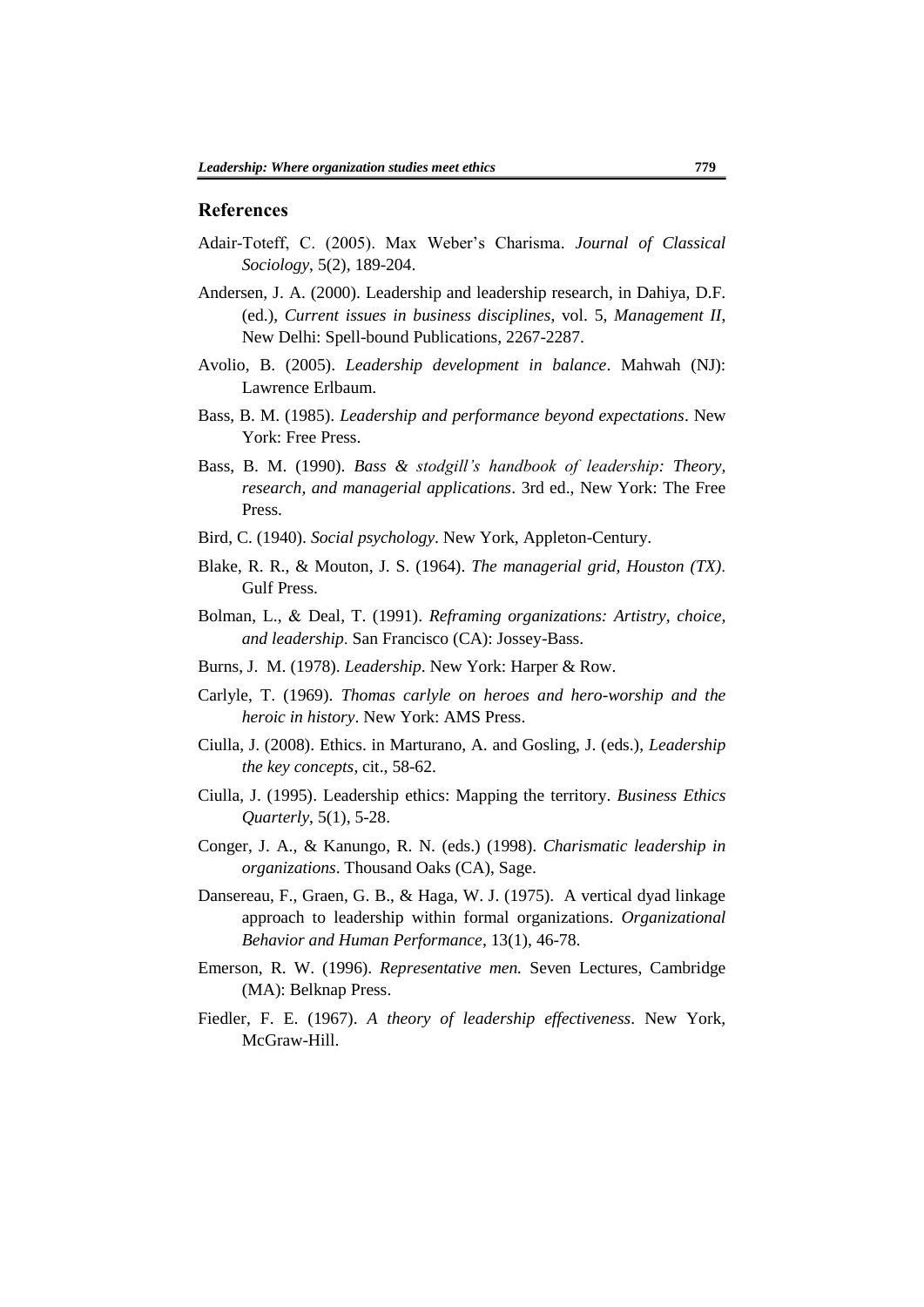## References

Adair-Toteff, C. (2005). Max Weber's Charisma. *Journal of Classical Sociology*, 5(2), 189-204.

Andersen, J. A. (2000). Leadership and leadership research, in Dahiya, D.F. (ed.), *Current issues in business disciplines*, vol. 5, *Management II*, New Delhi: Spell-bound Publications, 2267-2287.

Avolio, B. (2005). *Leadership development in balance*. Mahwah (NJ): Lawrence Erlbaum.

Bass, B. M. (1985). *Leadership and performance beyond expectations*. New York: Free Press.

Bass, B. M. (1990). *Bass & stodgill's handbook of leadership: Theory, research, and managerial applications*. 3rd ed., New York: The Free Press.

Bird, C. (1940). *Social psychology*. New York, Appleton-Century.

Blake, R. R., & Mouton, J. S. (1964). *The managerial grid, Houston (TX)*. Gulf Press.

Bolman, L., & Deal, T. (1991). *Reframing organizations: Artistry, choice, and leadership*. San Francisco (CA): Jossey-Bass.

Burns, J. M. (1978). *Leadership*. New York: Harper & Row.

Carlyle, T. (1969). *Thomas carlyle on heroes and hero-worship and the heroic in history*. New York: AMS Press.

Ciulla, J. (2008). Ethics. in Marturano, A. and Gosling, J. (eds.), *Leadership the key concepts*, cit., 58-62.

Ciulla, J. (1995). Leadership ethics: Mapping the territory. *Business Ethics Quarterly*, 5(1), 5-28.

Conger, J. A., & Kanungo, R. N. (eds.) (1998). *Charismatic leadership in organizations*. Thousand Oaks (CA), Sage.

Dansereau, F., Graen, G. B., & Haga, W. J. (1975). A vertical dyad linkage approach to leadership within formal organizations. *Organizational Behavior and Human Performance*, 13(1), 46-78.

Emerson, R. W. (1996). *Representative men.* Seven Lectures, Cambridge (MA): Belknap Press.

Fiedler, F. E. (1967). *A theory of leadership effectiveness*. New York, McGraw-Hill.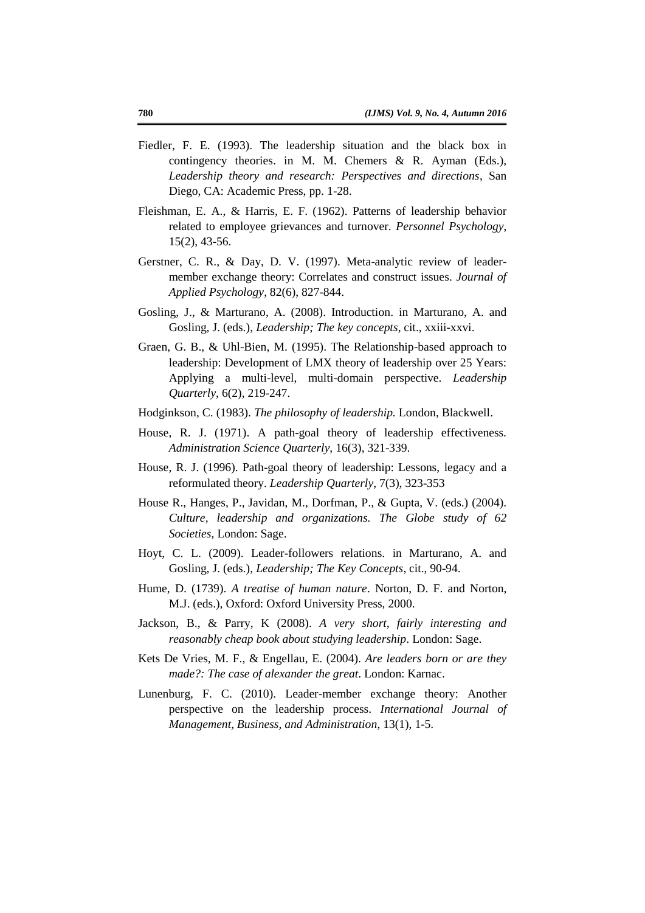Fiedler, F. E. (1993). The leadership situation and the black box in contingency theories. in M. M. Chemers & R. Ayman (Eds.), *Leadership theory and research: Perspectives and directions*, San Diego, CA: Academic Press, pp. 1-28.

Fleishman, E. A., & Harris, E. F. (1962). Patterns of leadership behavior related to employee grievances and turnover. *Personnel Psychology*, 15(2), 43-56.

Gerstner, C. R., & Day, D. V. (1997). Meta-analytic review of leader-member exchange theory: Correlates and construct issues. *Journal of Applied Psychology*, 82(6), 827-844.

Gosling, J., & Marturano, A. (2008). Introduction. in Marturano, A. and Gosling, J. (eds.), *Leadership; The key concepts*, cit., xxiii-xxvi.

Graen, G. B., & Uhl-Bien, M. (1995). The Relationship-based approach to leadership: Development of LMX theory of leadership over 25 Years: Applying a multi-level, multi-domain perspective. *Leadership Quarterly*, 6(2), 219-247.

Hodginkson, C. (1983). *The philosophy of leadership.* London, Blackwell.

House, R. J. (1971). A path-goal theory of leadership effectiveness. *Administration Science Quarterly*, 16(3), 321-339.

House, R. J. (1996). Path-goal theory of leadership: Lessons, legacy and a reformulated theory. *Leadership Quarterly*, 7(3), 323-353

House R., Hanges, P., Javidan, M., Dorfman, P., & Gupta, V. (eds.) (2004). *Culture, leadership and organizations. The Globe study of 62 Societies*, London: Sage.

Hoyt, C. L. (2009). Leader-followers relations. in Marturano, A. and Gosling, J. (eds.), *Leadership; The Key Concepts*, cit., 90-94.

Hume, D. (1739). *A treatise of human nature*. Norton, D. F. and Norton, M.J. (eds.), Oxford: Oxford University Press, 2000.

Jackson, B., & Parry, K (2008). *A very short, fairly interesting and reasonably cheap book about studying leadership*. London: Sage.

Kets De Vries, M. F., & Engellau, E. (2004). *Are leaders born or are they made?: The case of alexander the great*. London: Karnac.

Lunenburg, F. C. (2010). Leader-member exchange theory: Another perspective on the leadership process. *International Journal of Management, Business, and Administration*, 13(1), 1-5.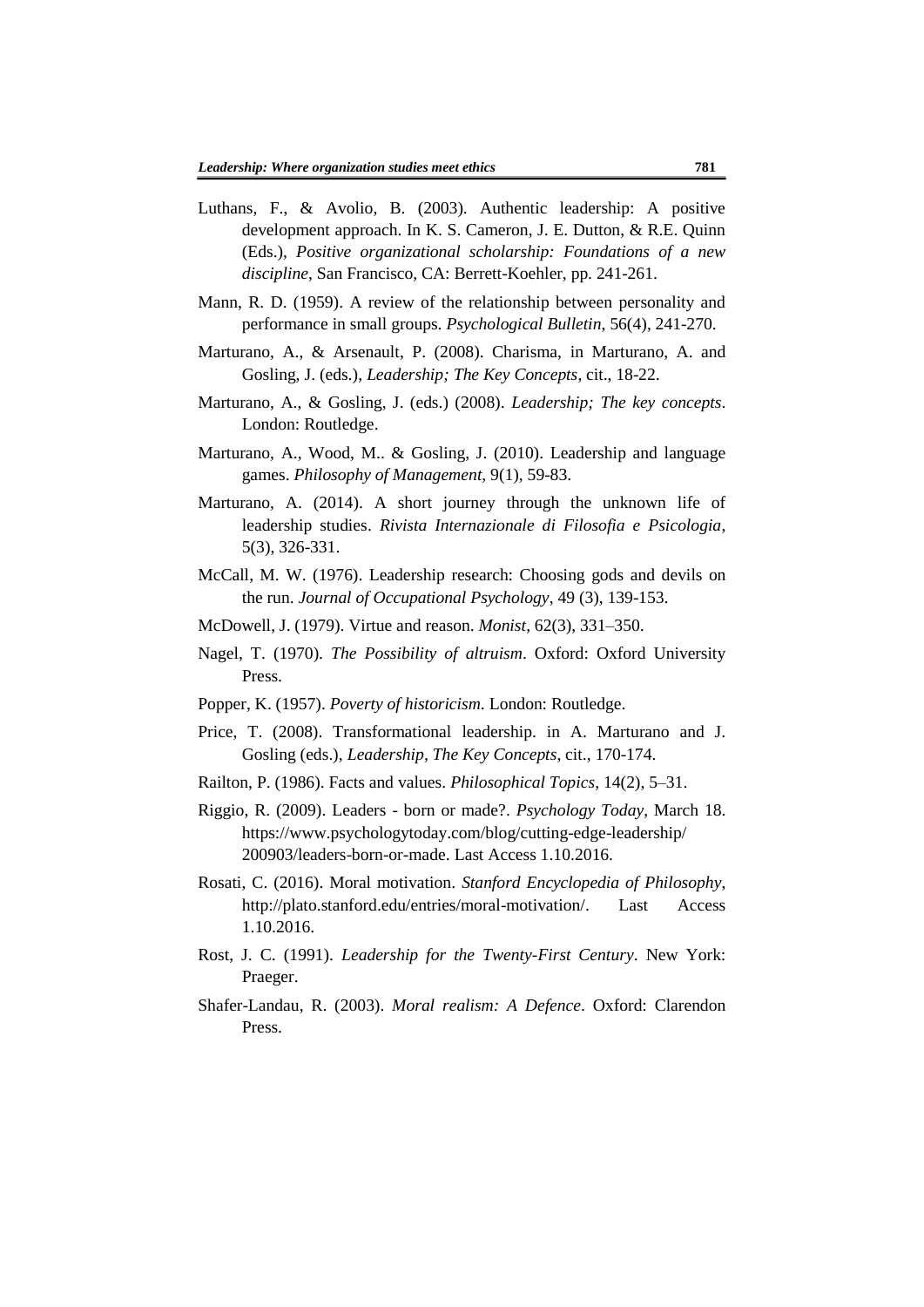Luthans, F., & Avolio, B. (2003). Authentic leadership: A positive development approach. In K. S. Cameron, J. E. Dutton, & R.E. Quinn (Eds.), *Positive organizational scholarship: Foundations of a new discipline*, San Francisco, CA: Berrett-Koehler, pp. 241-261.

Mann, R. D. (1959). A review of the relationship between personality and performance in small groups. *Psychological Bulletin*, 56(4), 241-270.

Marturano, A., & Arsenault, P. (2008). Charisma, in Marturano, A. and Gosling, J. (eds.), *Leadership; The Key Concepts*, cit., 18-22.

Marturano, A., & Gosling, J. (eds.) (2008). *Leadership; The key concepts*. London: Routledge.

Marturano, A., Wood, M.. & Gosling, J. (2010). Leadership and language games. *Philosophy of Management*, 9(1), 59-83.

Marturano, A. (2014). A short journey through the unknown life of leadership studies. *Rivista Internazionale di Filosofia e Psicologia*, 5(3), 326-331.

McCall, M. W. (1976). Leadership research: Choosing gods and devils on the run. *Journal of Occupational Psychology*, 49 (3), 139-153.

McDowell, J. (1979). Virtue and reason. *Monist*, 62(3), 331–350.

Nagel, T. (1970). *The Possibility of altruism*. Oxford: Oxford University Press.

Popper, K. (1957). *Poverty of historicism*. London: Routledge.

Price, T. (2008). Transformational leadership. in A. Marturano and J. Gosling (eds.), *Leadership, The Key Concepts*, cit., 170-174.

Railton, P. (1986). Facts and values. *Philosophical Topics*, 14(2), 5–31.

Riggio, R. (2009). Leaders - born or made?. *Psychology Today*, March 18. https://www.psychologytoday.com/blog/cutting-edge-leadership/200903/leaders-born-or-made. Last Access 1.10.2016.

Rosati, C. (2016). Moral motivation. *Stanford Encyclopedia of Philosophy*, http://plato.stanford.edu/entries/moral-motivation/. Last Access 1.10.2016.

Rost, J. C. (1991). *Leadership for the Twenty-First Century*. New York: Praeger.

Shafer-Landau, R. (2003). *Moral realism: A Defence*. Oxford: Clarendon Press.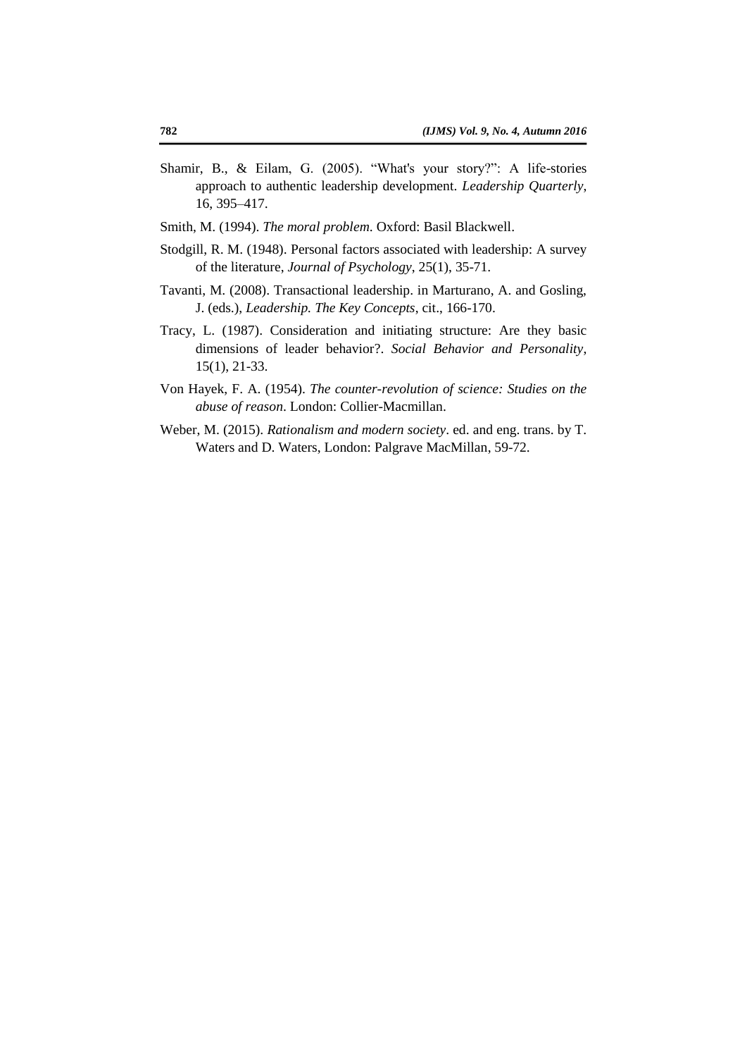Shamir, B., & Eilam, G. (2005). "What's your story?": A life-stories approach to authentic leadership development. *Leadership Quarterly*, 16, 395–417.

Smith, M. (1994). *The moral problem*. Oxford: Basil Blackwell.

Stodgill, R. M. (1948). Personal factors associated with leadership: A survey of the literature, *Journal of Psychology*, 25(1), 35-71.

Tavanti, M. (2008). Transactional leadership. in Marturano, A. and Gosling, J. (eds.), *Leadership. The Key Concepts*, cit., 166-170.

Tracy, L. (1987). Consideration and initiating structure: Are they basic dimensions of leader behavior?. *Social Behavior and Personality*, 15(1), 21-33.

Von Hayek, F. A. (1954). *The counter-revolution of science: Studies on the abuse of reason*. London: Collier-Macmillan.

Weber, M. (2015). *Rationalism and modern society*. ed. and eng. trans. by T. Waters and D. Waters, London: Palgrave MacMillan, 59-72.